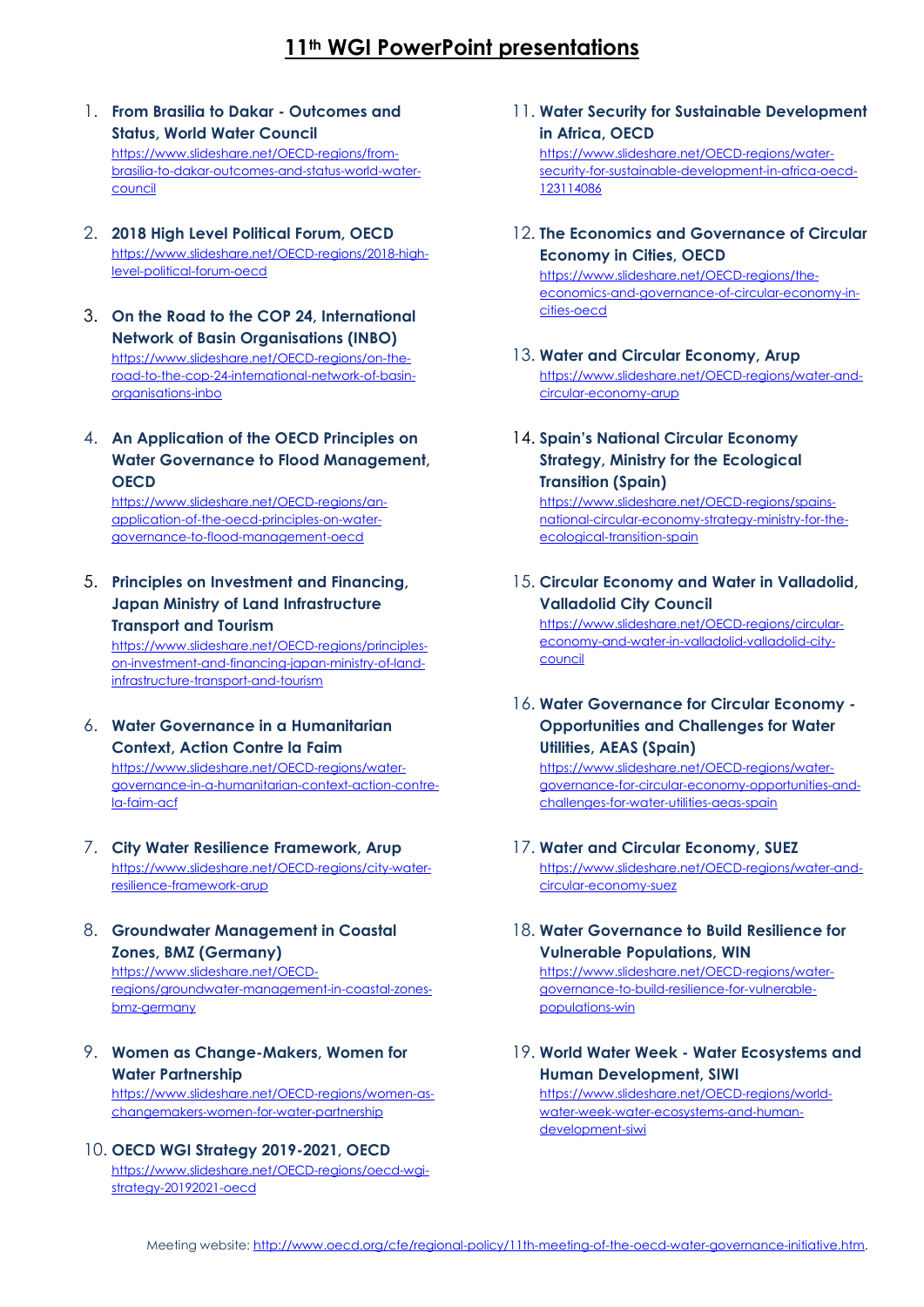# 11[th] WGI PowerPoint presentations

1. **From Brasilia to Dakar - Outcomes and Status, World Water Council**
   https://www.slideshare.net/OECD-regions/from-brasilia-to-dakar-outcomes-and-status-world-water-council

2. **2018 High Level Political Forum, OECD**
   https://www.slideshare.net/OECD-regions/2018-high-level-political-forum-oecd

3. **On the Road to the COP 24, International Network of Basin Organisations (INBO)**
   https://www.slideshare.net/OECD-regions/on-the-road-to-the-cop-24-international-network-of-basin-organisations-inbo

4. **An Application of the OECD Principles on Water Governance to Flood Management, OECD**
   https://www.slideshare.net/OECD-regions/an-application-of-the-oecd-principles-on-water-governance-to-flood-management-oecd

5. **Principles on Investment and Financing, Japan Ministry of Land Infrastructure Transport and Tourism**
   https://www.slideshare.net/OECD-regions/principles-on-investment-and-financing-japan-ministry-of-land-infrastructure-transport-and-tourism

6. **Water Governance in a Humanitarian Context, Action Contre la Faim**
   https://www.slideshare.net/OECD-regions/water-governance-in-a-humanitarian-context-action-contre-la-faim-acf

7. **City Water Resilience Framework, Arup**
   https://www.slideshare.net/OECD-regions/city-water-resilience-framework-arup

8. **Groundwater Management in Coastal Zones, BMZ (Germany)**
   https://www.slideshare.net/OECD-regions/groundwater-management-in-coastal-zones-bmz-germany

9. **Women as Change-Makers, Women for Water Partnership**
   https://www.slideshare.net/OECD-regions/women-as-changemakers-women-for-water-partnership

10. **OECD WGI Strategy 2019-2021, OECD**
    https://www.slideshare.net/OECD-regions/oecd-wgi-strategy-20192021-oecd

11. **Water Security for Sustainable Development in Africa, OECD**
    https://www.slideshare.net/OECD-regions/water-security-for-sustainable-development-in-africa-oecd-123114086

12. **The Economics and Governance of Circular Economy in Cities, OECD**
    https://www.slideshare.net/OECD-regions/the-economics-and-governance-of-circular-economy-in-cities-oecd

13. **Water and Circular Economy, Arup**
    https://www.slideshare.net/OECD-regions/water-and-circular-economy-arup

14. **Spain's National Circular Economy Strategy, Ministry for the Ecological Transition (Spain)**
    https://www.slideshare.net/OECD-regions/spains-national-circular-economy-strategy-ministry-for-the-ecological-transition-spain

15. **Circular Economy and Water in Valladolid, Valladolid City Council**
    https://www.slideshare.net/OECD-regions/circular-economy-and-water-in-valladolid-valladolid-city-council

16. **Water Governance for Circular Economy - Opportunities and Challenges for Water Utilities, AEAS (Spain)**
    https://www.slideshare.net/OECD-regions/water-governance-for-circular-economy-opportunities-and-challenges-for-water-utilities-aeas-spain

17. **Water and Circular Economy, SUEZ**
    https://www.slideshare.net/OECD-regions/water-and-circular-economy-suez

18. **Water Governance to Build Resilience for Vulnerable Populations, WIN**
    https://www.slideshare.net/OECD-regions/water-governance-to-build-resilience-for-vulnerable-populations-win

19. **World Water Week - Water Ecosystems and Human Development, SIWI**
    https://www.slideshare.net/OECD-regions/world-water-week-water-ecosystems-and-human-development-siwi

Meeting website: http://www.oecd.org/cfe/regional-policy/11th-meeting-of-the-oecd-water-governance-initiative.htm.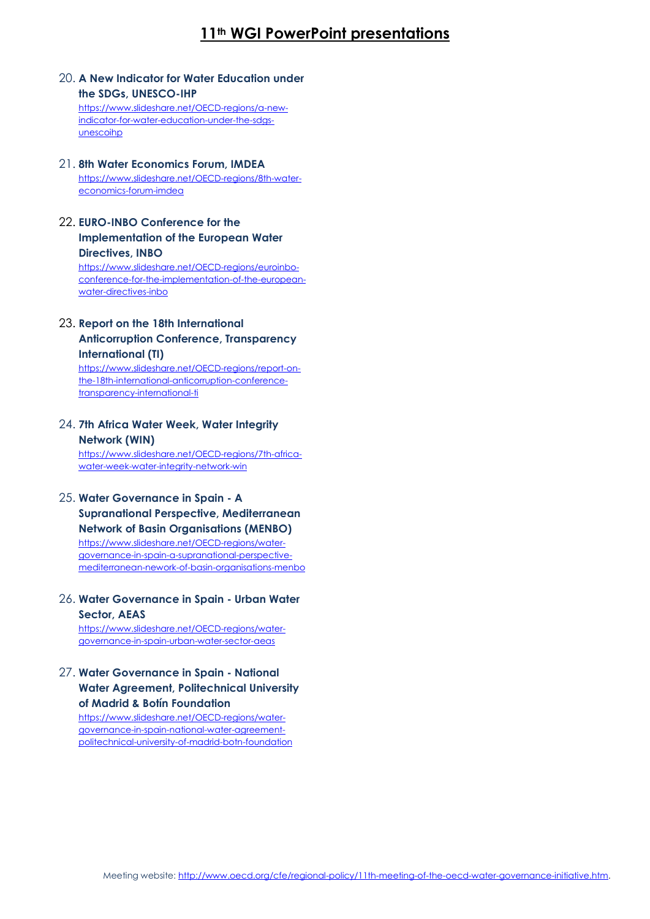# 11th WGI PowerPoint presentations

20. **A New Indicator for Water Education under the SDGs, UNESCO-IHP**
    https://www.slideshare.net/OECD-regions/a-new-indicator-for-water-education-under-the-sdgs-unescoihp

21. **8th Water Economics Forum, IMDEA**
    https://www.slideshare.net/OECD-regions/8th-water-economics-forum-imdea

22. **EURO-INBO Conference for the Implementation of the European Water Directives, INBO**
    https://www.slideshare.net/OECD-regions/euroinbo-conference-for-the-implementation-of-the-european-water-directives-inbo

23. **Report on the 18th International Anticorruption Conference, Transparency International (TI)**
    https://www.slideshare.net/OECD-regions/report-on-the-18th-international-anticorruption-conference-transparency-international-ti

24. **7th Africa Water Week, Water Integrity Network (WIN)**
    https://www.slideshare.net/OECD-regions/7th-africa-water-week-water-integrity-network-win

25. **Water Governance in Spain - A Supranational Perspective, Mediterranean Network of Basin Organisations (MENBO)**
    https://www.slideshare.net/OECD-regions/water-governance-in-spain-a-supranational-perspective-mediterranean-nework-of-basin-organisations-menbo

26. **Water Governance in Spain - Urban Water Sector, AEAS**
    https://www.slideshare.net/OECD-regions/water-governance-in-spain-urban-water-sector-aeas

27. **Water Governance in Spain - National Water Agreement, Politechnical University of Madrid & Botín Foundation**
    https://www.slideshare.net/OECD-regions/water-governance-in-spain-national-water-agreement-politechnical-university-of-madrid-botn-foundation

Meeting website: http://www.oecd.org/cfe/regional-policy/11th-meeting-of-the-oecd-water-governance-initiative.htm.